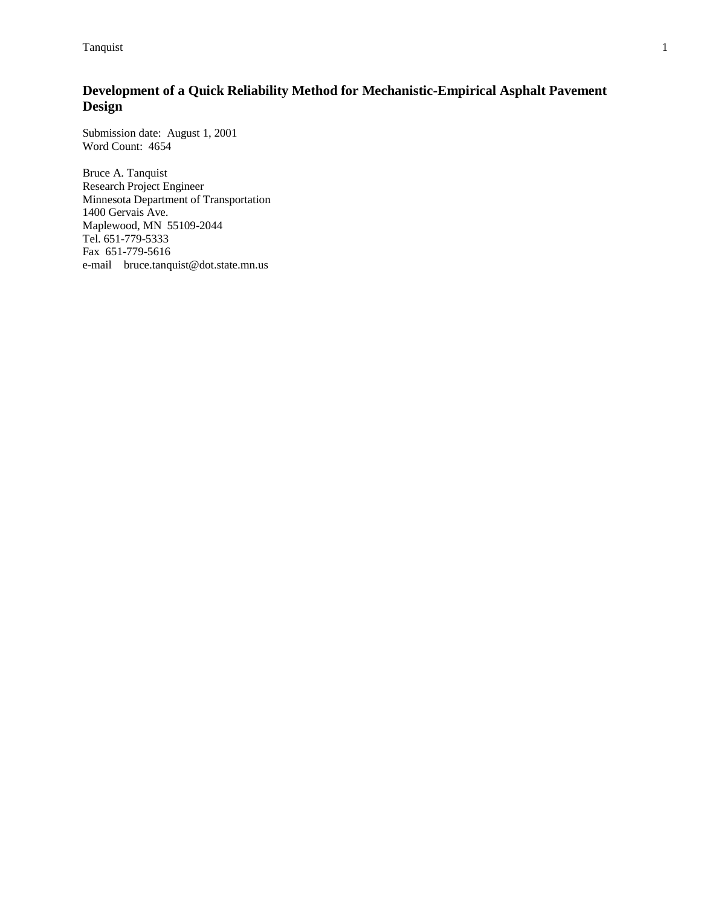# Development of a Quick Reliability Method for Mechanistic-Empirical Asphalt Pavement Design

Submission date: August 1, 2001
Word Count: 4654

Bruce A. Tanquist
Research Project Engineer
Minnesota Department of Transportation
1400 Gervais Ave.
Maplewood, MN 55109-2044
Tel. 651-779-5333
Fax 651-779-5616
e-mail bruce.tanquist@dot.state.mn.us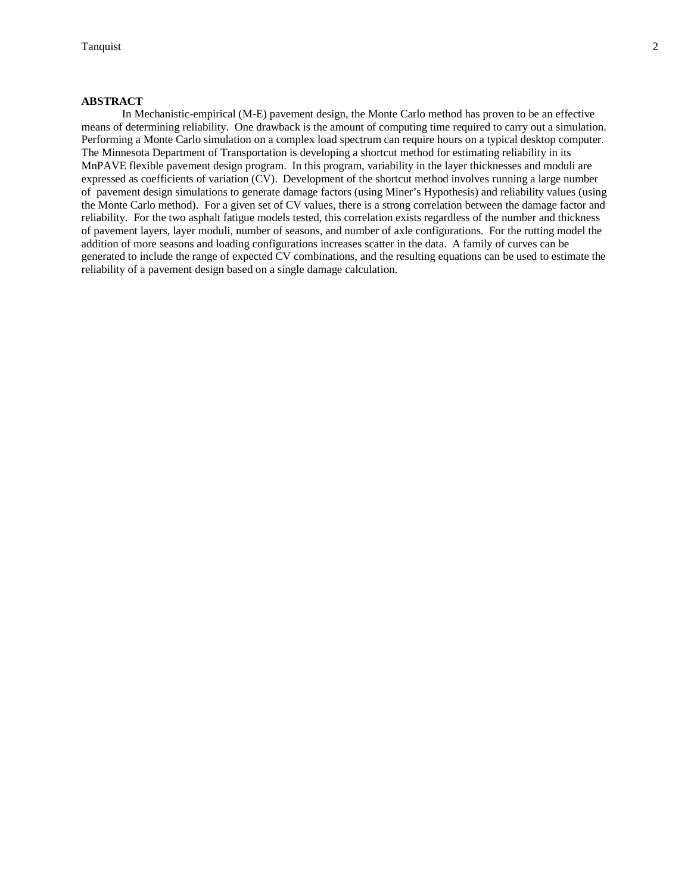**ABSTRACT**

In Mechanistic-empirical (M-E) pavement design, the Monte Carlo method has proven to be an effective means of determining reliability. One drawback is the amount of computing time required to carry out a simulation. Performing a Monte Carlo simulation on a complex load spectrum can require hours on a typical desktop computer. The Minnesota Department of Transportation is developing a shortcut method for estimating reliability in its MnPAVE flexible pavement design program. In this program, variability in the layer thicknesses and moduli are expressed as coefficients of variation (CV). Development of the shortcut method involves running a large number of pavement design simulations to generate damage factors (using Miner's Hypothesis) and reliability values (using the Monte Carlo method). For a given set of CV values, there is a strong correlation between the damage factor and reliability. For the two asphalt fatigue models tested, this correlation exists regardless of the number and thickness of pavement layers, layer moduli, number of seasons, and number of axle configurations. For the rutting model the addition of more seasons and loading configurations increases scatter in the data. A family of curves can be generated to include the range of expected CV combinations, and the resulting equations can be used to estimate the reliability of a pavement design based on a single damage calculation.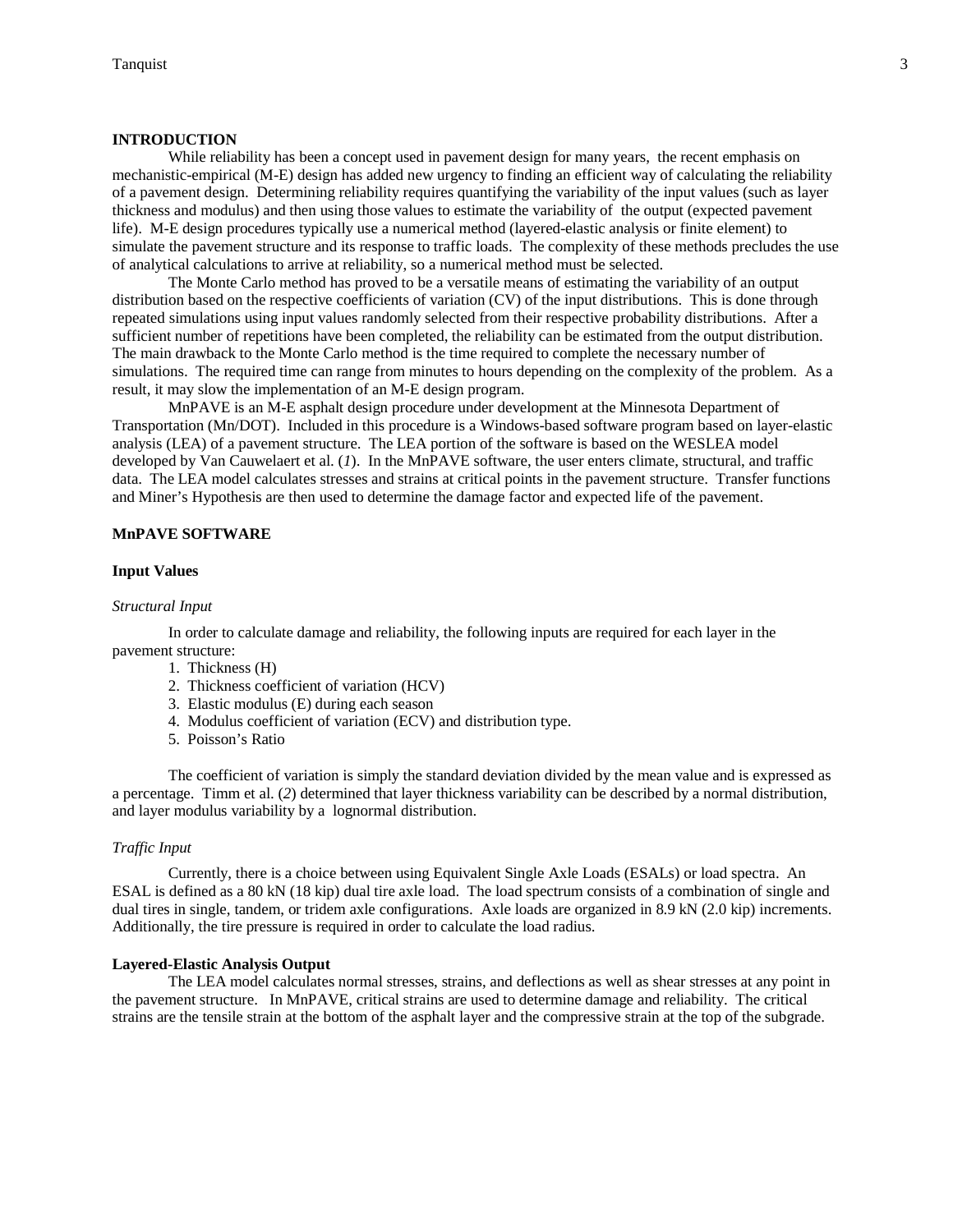## INTRODUCTION

While reliability has been a concept used in pavement design for many years, the recent emphasis on mechanistic-empirical (M-E) design has added new urgency to finding an efficient way of calculating the reliability of a pavement design. Determining reliability requires quantifying the variability of the input values (such as layer thickness and modulus) and then using those values to estimate the variability of the output (expected pavement life). M-E design procedures typically use a numerical method (layered-elastic analysis or finite element) to simulate the pavement structure and its response to traffic loads. The complexity of these methods precludes the use of analytical calculations to arrive at reliability, so a numerical method must be selected.

The Monte Carlo method has proved to be a versatile means of estimating the variability of an output distribution based on the respective coefficients of variation (CV) of the input distributions. This is done through repeated simulations using input values randomly selected from their respective probability distributions. After a sufficient number of repetitions have been completed, the reliability can be estimated from the output distribution. The main drawback to the Monte Carlo method is the time required to complete the necessary number of simulations. The required time can range from minutes to hours depending on the complexity of the problem. As a result, it may slow the implementation of an M-E design program.

MnPAVE is an M-E asphalt design procedure under development at the Minnesota Department of Transportation (Mn/DOT). Included in this procedure is a Windows-based software program based on layer-elastic analysis (LEA) of a pavement structure. The LEA portion of the software is based on the WESLEA model developed by Van Cauwelaert et al. (*1*). In the MnPAVE software, the user enters climate, structural, and traffic data. The LEA model calculates stresses and strains at critical points in the pavement structure. Transfer functions and Miner's Hypothesis are then used to determine the damage factor and expected life of the pavement.

## MnPAVE SOFTWARE

### Input Values

#### *Structural Input*

In order to calculate damage and reliability, the following inputs are required for each layer in the pavement structure:

1. Thickness (H)
2. Thickness coefficient of variation (HCV)
3. Elastic modulus (E) during each season
4. Modulus coefficient of variation (ECV) and distribution type.
5. Poisson's Ratio

The coefficient of variation is simply the standard deviation divided by the mean value and is expressed as a percentage. Timm et al. (*2*) determined that layer thickness variability can be described by a normal distribution, and layer modulus variability by a lognormal distribution.

#### *Traffic Input*

Currently, there is a choice between using Equivalent Single Axle Loads (ESALs) or load spectra. An ESAL is defined as a 80 kN (18 kip) dual tire axle load. The load spectrum consists of a combination of single and dual tires in single, tandem, or tridem axle configurations. Axle loads are organized in 8.9 kN (2.0 kip) increments. Additionally, the tire pressure is required in order to calculate the load radius.

### Layered-Elastic Analysis Output

The LEA model calculates normal stresses, strains, and deflections as well as shear stresses at any point in the pavement structure. In MnPAVE, critical strains are used to determine damage and reliability. The critical strains are the tensile strain at the bottom of the asphalt layer and the compressive strain at the top of the subgrade.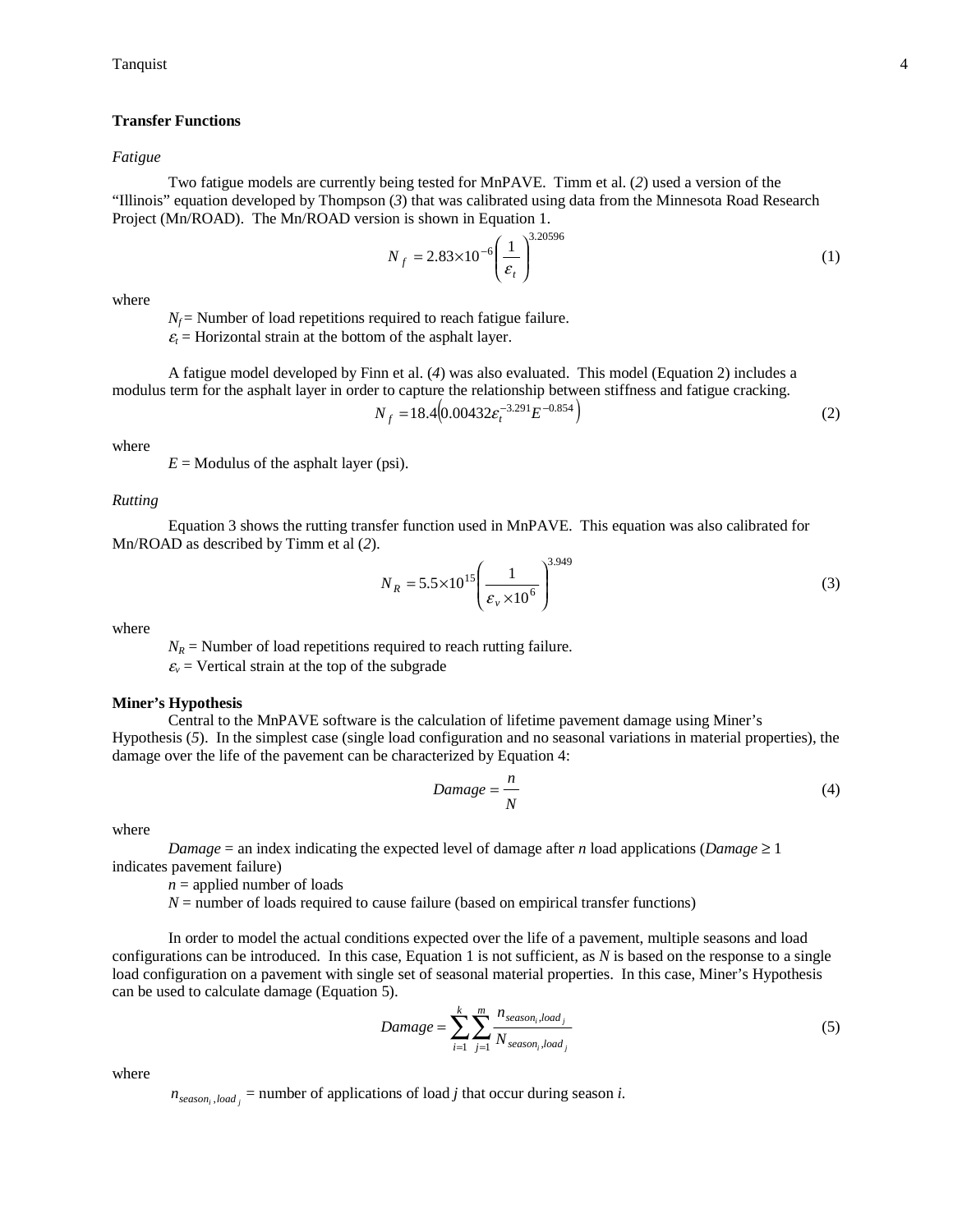**Transfer Functions**

*Fatigue*

Two fatigue models are currently being tested for MnPAVE. Timm et al. (*2*) used a version of the "Illinois" equation developed by Thompson (*3*) that was calibrated using data from the Minnesota Road Research Project (Mn/ROAD). The Mn/ROAD version is shown in Equation 1.

$$N_f = 2.83 \times 10^{-6} \left( \frac{1}{\varepsilon_t} \right)^{3.20596} \tag{1}$$

where

$N_f$ = Number of load repetitions required to reach fatigue failure.
$\varepsilon_t$ = Horizontal strain at the bottom of the asphalt layer.

A fatigue model developed by Finn et al. (*4*) was also evaluated. This model (Equation 2) includes a modulus term for the asphalt layer in order to capture the relationship between stiffness and fatigue cracking.

$$N_f = 18.4 \left( 0.00432 \varepsilon_t^{-3.291} E^{-0.854} \right) \tag{2}$$

where

$E$ = Modulus of the asphalt layer (psi).

*Rutting*

Equation 3 shows the rutting transfer function used in MnPAVE. This equation was also calibrated for Mn/ROAD as described by Timm et al (*2*).

$$N_R = 5.5 \times 10^{15} \left( \frac{1}{\varepsilon_v \times 10^6} \right)^{3.949} \tag{3}$$

where

$N_R$ = Number of load repetitions required to reach rutting failure.
$\varepsilon_v$ = Vertical strain at the top of the subgrade

**Miner's Hypothesis**

Central to the MnPAVE software is the calculation of lifetime pavement damage using Miner's Hypothesis (*5*). In the simplest case (single load configuration and no seasonal variations in material properties), the damage over the life of the pavement can be characterized by Equation 4:

$$Damage = \frac{n}{N} \tag{4}$$

where

*Damage* = an index indicating the expected level of damage after *n* load applications (*Damage* ≥ 1 indicates pavement failure)
*n* = applied number of loads
*N* = number of loads required to cause failure (based on empirical transfer functions)

In order to model the actual conditions expected over the life of a pavement, multiple seasons and load configurations can be introduced. In this case, Equation 1 is not sufficient, as *N* is based on the response to a single load configuration on a pavement with single set of seasonal material properties. In this case, Miner's Hypothesis can be used to calculate damage (Equation 5).

$$Damage = \sum_{i=1}^{k} \sum_{j=1}^{m} \frac{n_{season_i, load_j}}{N_{season_i, load_j}} \tag{5}$$

where

$n_{season_i, load_j}$ = number of applications of load *j* that occur during season *i*.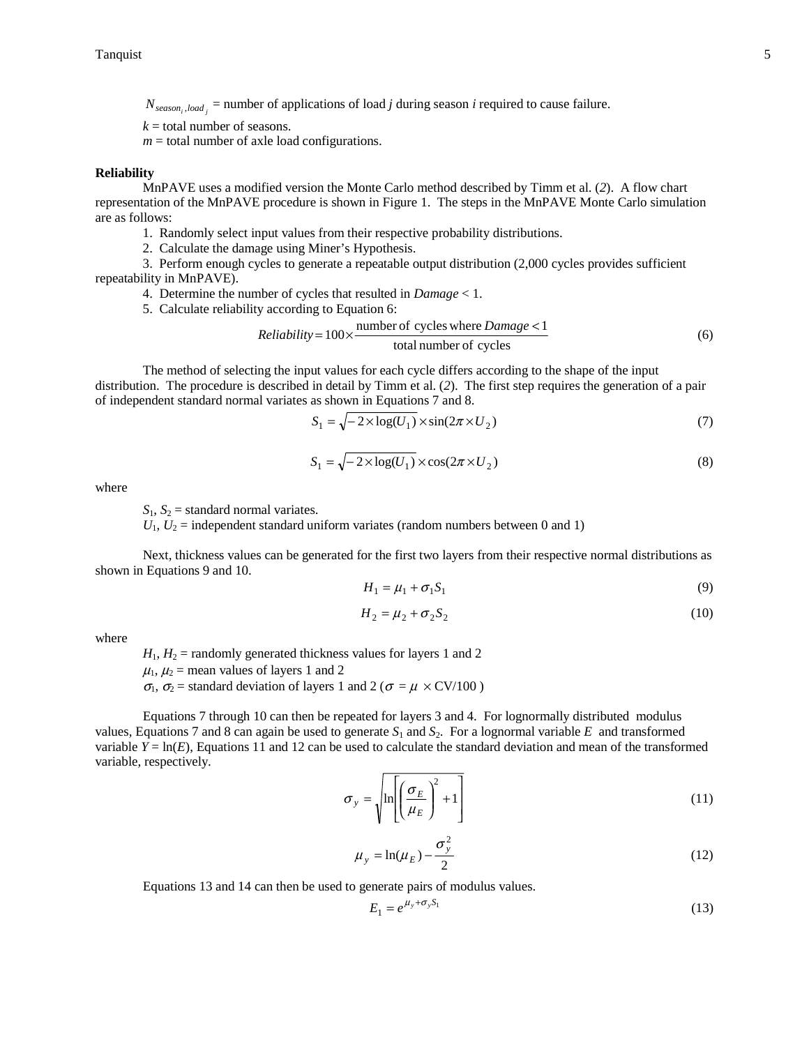$N_{season_i, load_j}$ = number of applications of load *j* during season *i* required to cause failure.

$k$ = total number of seasons.

$m$ = total number of axle load configurations.

**Reliability**

MnPAVE uses a modified version the Monte Carlo method described by Timm et al. (*2*). A flow chart representation of the MnPAVE procedure is shown in Figure 1. The steps in the MnPAVE Monte Carlo simulation are as follows:

1. Randomly select input values from their respective probability distributions.
2. Calculate the damage using Miner's Hypothesis.
3. Perform enough cycles to generate a repeatable output distribution (2,000 cycles provides sufficient repeatability in MnPAVE).
4. Determine the number of cycles that resulted in *Damage* < 1.
5. Calculate reliability according to Equation 6:

$$Reliability = 100 \times \frac{\text{number of cycles where } Damage < 1}{\text{total number of cycles}} \tag{6}$$

The method of selecting the input values for each cycle differs according to the shape of the input distribution. The procedure is described in detail by Timm et al. (*2*). The first step requires the generation of a pair of independent standard normal variates as shown in Equations 7 and 8.

$$S_1 = \sqrt{-2 \times \log(U_1)} \times \sin(2\pi \times U_2) \tag{7}$$

$$S_1 = \sqrt{-2 \times \log(U_1)} \times \cos(2\pi \times U_2) \tag{8}$$

where

$S_1$, $S_2$ = standard normal variates.

$U_1$, $U_2$ = independent standard uniform variates (random numbers between 0 and 1)

Next, thickness values can be generated for the first two layers from their respective normal distributions as shown in Equations 9 and 10.

$$H_1 = \mu_1 + \sigma_1 S_1 \tag{9}$$

$$H_2 = \mu_2 + \sigma_2 S_2 \tag{10}$$

where

$H_1$, $H_2$ = randomly generated thickness values for layers 1 and 2

$\mu_1$, $\mu_2$ = mean values of layers 1 and 2

$\sigma_1$, $\sigma_2$ = standard deviation of layers 1 and 2 ($\sigma = \mu \times \text{CV}/100$ )

Equations 7 through 10 can then be repeated for layers 3 and 4. For lognormally distributed modulus values, Equations 7 and 8 can again be used to generate $S_1$ and $S_2$. For a lognormal variable $E$ and transformed variable $Y = \ln(E)$, Equations 11 and 12 can be used to calculate the standard deviation and mean of the transformed variable, respectively.

$$\sigma_y = \sqrt{\ln\left[\left(\frac{\sigma_E}{\mu_E}\right)^2 + 1\right]} \tag{11}$$

$$\mu_y = \ln(\mu_E) - \frac{\sigma_y^2}{2} \tag{12}$$

Equations 13 and 14 can then be used to generate pairs of modulus values.

$$E_1 = e^{\mu_y + \sigma_y S_1} \tag{13}$$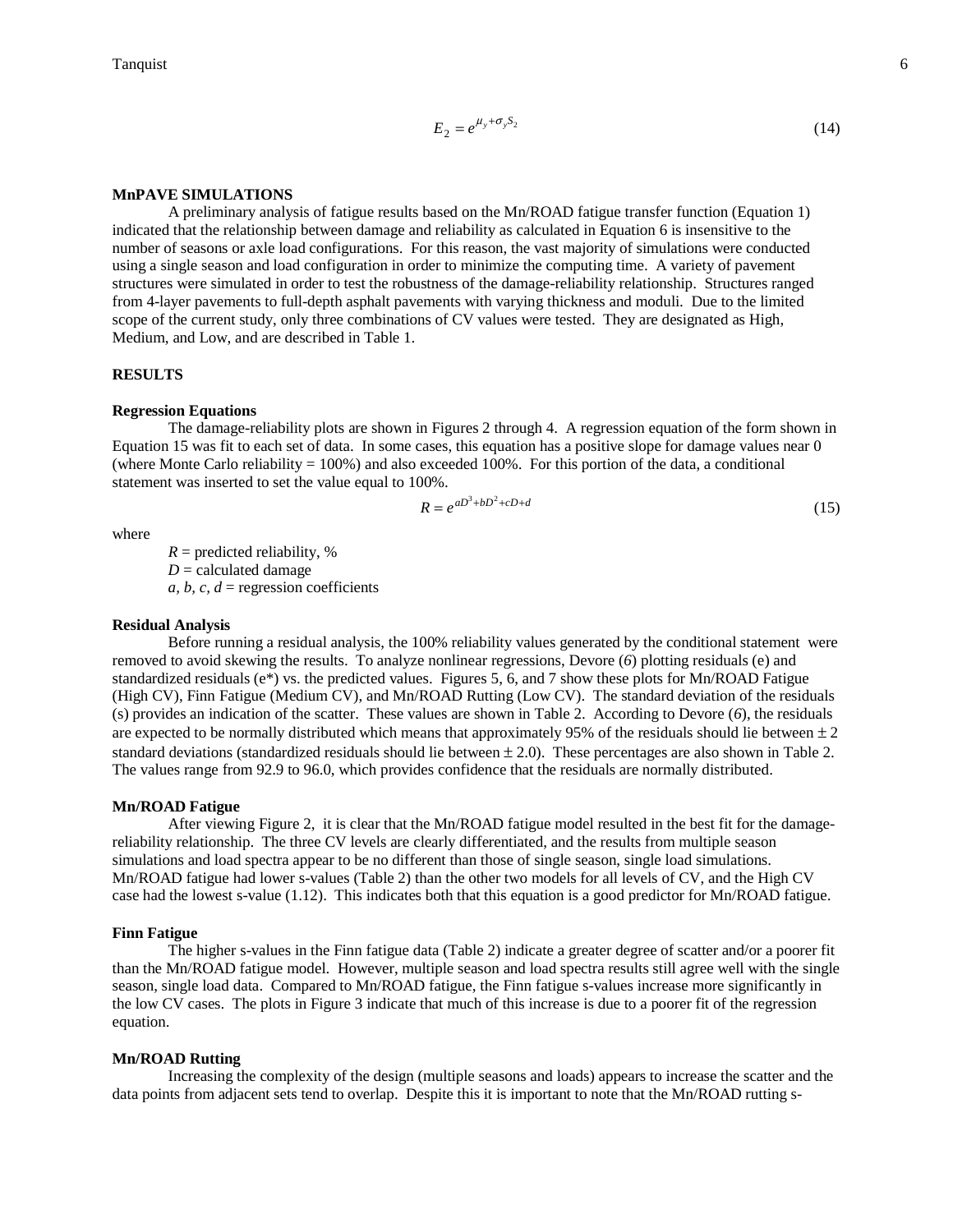$$E_2 = e^{\mu_y + \sigma_y S_2} \tag{14}$$

## MnPAVE SIMULATIONS

A preliminary analysis of fatigue results based on the Mn/ROAD fatigue transfer function (Equation 1) indicated that the relationship between damage and reliability as calculated in Equation 6 is insensitive to the number of seasons or axle load configurations. For this reason, the vast majority of simulations were conducted using a single season and load configuration in order to minimize the computing time. A variety of pavement structures were simulated in order to test the robustness of the damage-reliability relationship. Structures ranged from 4-layer pavements to full-depth asphalt pavements with varying thickness and moduli. Due to the limited scope of the current study, only three combinations of CV values were tested. They are designated as High, Medium, and Low, and are described in Table 1.

## RESULTS

### Regression Equations

The damage-reliability plots are shown in Figures 2 through 4. A regression equation of the form shown in Equation 15 was fit to each set of data. In some cases, this equation has a positive slope for damage values near 0 (where Monte Carlo reliability = 100%) and also exceeded 100%. For this portion of the data, a conditional statement was inserted to set the value equal to 100%.

$$R = e^{aD^3 + bD^2 + cD + d} \tag{15}$$

where

$R$ = predicted reliability, %
$D$ = calculated damage
$a, b, c, d$ = regression coefficients

### Residual Analysis

Before running a residual analysis, the 100% reliability values generated by the conditional statement were removed to avoid skewing the results. To analyze nonlinear regressions, Devore (*6*) plotting residuals (e) and standardized residuals (e*) vs. the predicted values. Figures 5, 6, and 7 show these plots for Mn/ROAD Fatigue (High CV), Finn Fatigue (Medium CV), and Mn/ROAD Rutting (Low CV). The standard deviation of the residuals (s) provides an indication of the scatter. These values are shown in Table 2. According to Devore (*6*), the residuals are expected to be normally distributed which means that approximately 95% of the residuals should lie between $\pm$ 2 standard deviations (standardized residuals should lie between $\pm$ 2.0). These percentages are also shown in Table 2. The values range from 92.9 to 96.0, which provides confidence that the residuals are normally distributed.

### Mn/ROAD Fatigue

After viewing Figure 2, it is clear that the Mn/ROAD fatigue model resulted in the best fit for the damage-reliability relationship. The three CV levels are clearly differentiated, and the results from multiple season simulations and load spectra appear to be no different than those of single season, single load simulations. Mn/ROAD fatigue had lower s-values (Table 2) than the other two models for all levels of CV, and the High CV case had the lowest s-value (1.12). This indicates both that this equation is a good predictor for Mn/ROAD fatigue.

### Finn Fatigue

The higher s-values in the Finn fatigue data (Table 2) indicate a greater degree of scatter and/or a poorer fit than the Mn/ROAD fatigue model. However, multiple season and load spectra results still agree well with the single season, single load data. Compared to Mn/ROAD fatigue, the Finn fatigue s-values increase more significantly in the low CV cases. The plots in Figure 3 indicate that much of this increase is due to a poorer fit of the regression equation.

### Mn/ROAD Rutting

Increasing the complexity of the design (multiple seasons and loads) appears to increase the scatter and the data points from adjacent sets tend to overlap. Despite this it is important to note that the Mn/ROAD rutting s-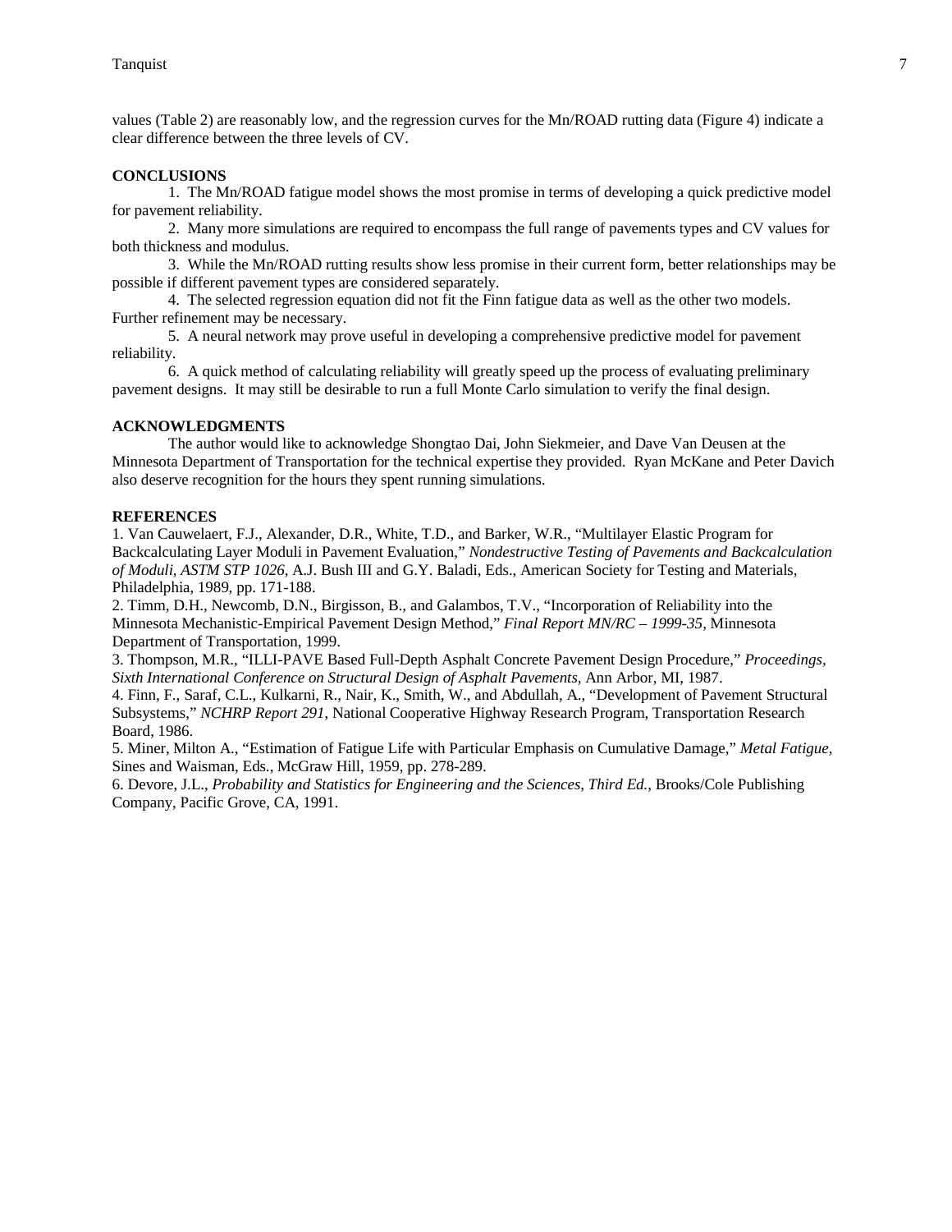values (Table 2) are reasonably low, and the regression curves for the Mn/ROAD rutting data (Figure 4) indicate a clear difference between the three levels of CV.

## CONCLUSIONS

1. The Mn/ROAD fatigue model shows the most promise in terms of developing a quick predictive model for pavement reliability.
2. Many more simulations are required to encompass the full range of pavements types and CV values for both thickness and modulus.
3. While the Mn/ROAD rutting results show less promise in their current form, better relationships may be possible if different pavement types are considered separately.
4. The selected regression equation did not fit the Finn fatigue data as well as the other two models. Further refinement may be necessary.
5. A neural network may prove useful in developing a comprehensive predictive model for pavement reliability.
6. A quick method of calculating reliability will greatly speed up the process of evaluating preliminary pavement designs. It may still be desirable to run a full Monte Carlo simulation to verify the final design.

## ACKNOWLEDGMENTS

The author would like to acknowledge Shongtao Dai, John Siekmeier, and Dave Van Deusen at the Minnesota Department of Transportation for the technical expertise they provided. Ryan McKane and Peter Davich also deserve recognition for the hours they spent running simulations.

## REFERENCES

1. Van Cauwelaert, F.J., Alexander, D.R., White, T.D., and Barker, W.R., "Multilayer Elastic Program for Backcalculating Layer Moduli in Pavement Evaluation," *Nondestructive Testing of Pavements and Backcalculation of Moduli, ASTM STP 1026*, A.J. Bush III and G.Y. Baladi, Eds., American Society for Testing and Materials, Philadelphia, 1989, pp. 171-188.
2. Timm, D.H., Newcomb, D.N., Birgisson, B., and Galambos, T.V., "Incorporation of Reliability into the Minnesota Mechanistic-Empirical Pavement Design Method," *Final Report MN/RC – 1999-35*, Minnesota Department of Transportation, 1999.
3. Thompson, M.R., "ILLI-PAVE Based Full-Depth Asphalt Concrete Pavement Design Procedure," *Proceedings, Sixth International Conference on Structural Design of Asphalt Pavements*, Ann Arbor, MI, 1987.
4. Finn, F., Saraf, C.L., Kulkarni, R., Nair, K., Smith, W., and Abdullah, A., "Development of Pavement Structural Subsystems," *NCHRP Report 291*, National Cooperative Highway Research Program, Transportation Research Board, 1986.
5. Miner, Milton A., "Estimation of Fatigue Life with Particular Emphasis on Cumulative Damage," *Metal Fatigue*, Sines and Waisman, Eds., McGraw Hill, 1959, pp. 278-289.
6. Devore, J.L., *Probability and Statistics for Engineering and the Sciences, Third Ed.*, Brooks/Cole Publishing Company, Pacific Grove, CA, 1991.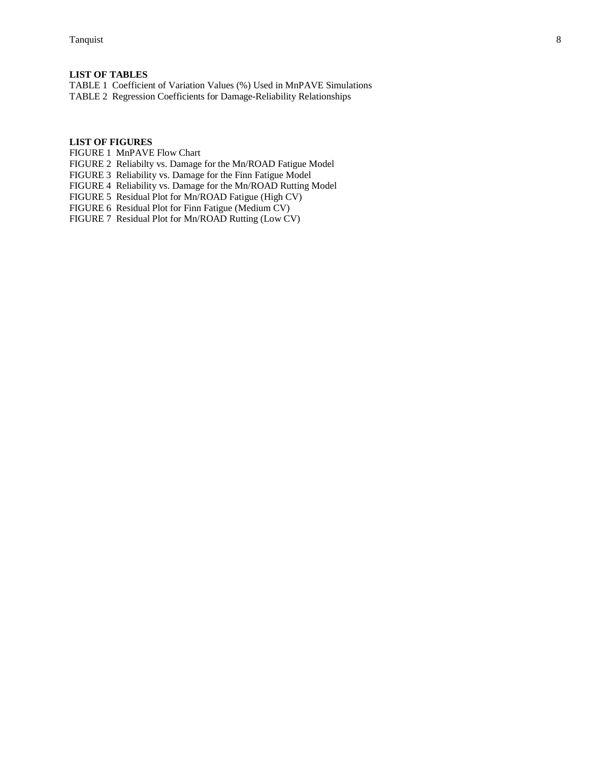**LIST OF TABLES**

TABLE 1 Coefficient of Variation Values (%) Used in MnPAVE Simulations
TABLE 2 Regression Coefficients for Damage-Reliability Relationships

**LIST OF FIGURES**

FIGURE 1 MnPAVE Flow Chart
FIGURE 2 Reliabilty vs. Damage for the Mn/ROAD Fatigue Model
FIGURE 3 Reliability vs. Damage for the Finn Fatigue Model
FIGURE 4 Reliability vs. Damage for the Mn/ROAD Rutting Model
FIGURE 5 Residual Plot for Mn/ROAD Fatigue (High CV)
FIGURE 6 Residual Plot for Finn Fatigue (Medium CV)
FIGURE 7 Residual Plot for Mn/ROAD Rutting (Low CV)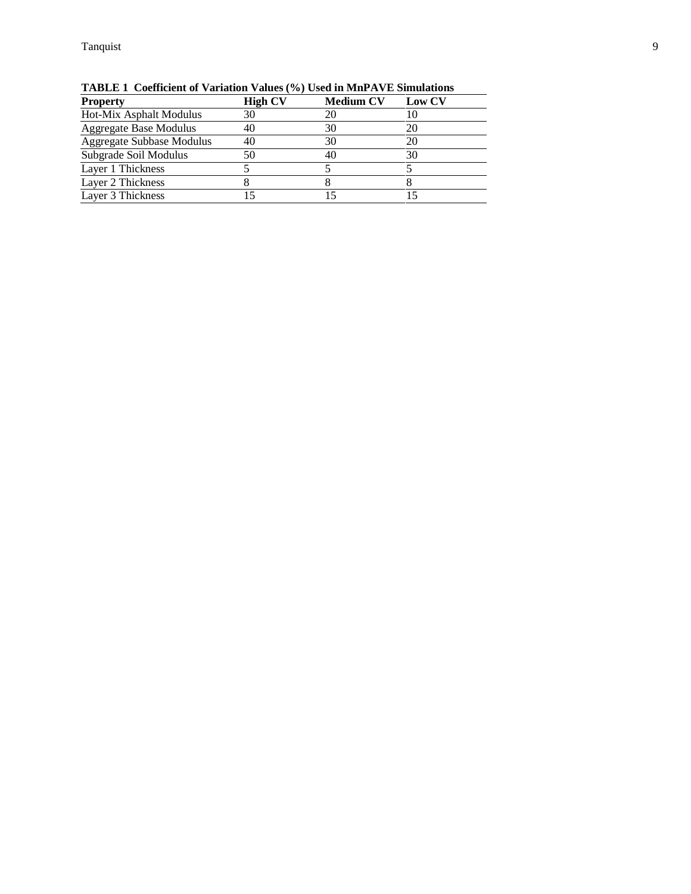**TABLE 1 Coefficient of Variation Values (%) Used in MnPAVE Simulations**

| Property | High CV | Medium CV | Low CV |
|---|---|---|---|
| Hot-Mix Asphalt Modulus | 30 | 20 | 10 |
| Aggregate Base Modulus | 40 | 30 | 20 |
| Aggregate Subbase Modulus | 40 | 30 | 20 |
| Subgrade Soil Modulus | 50 | 40 | 30 |
| Layer 1 Thickness | 5 | 5 | 5 |
| Layer 2 Thickness | 8 | 8 | 8 |
| Layer 3 Thickness | 15 | 15 | 15 |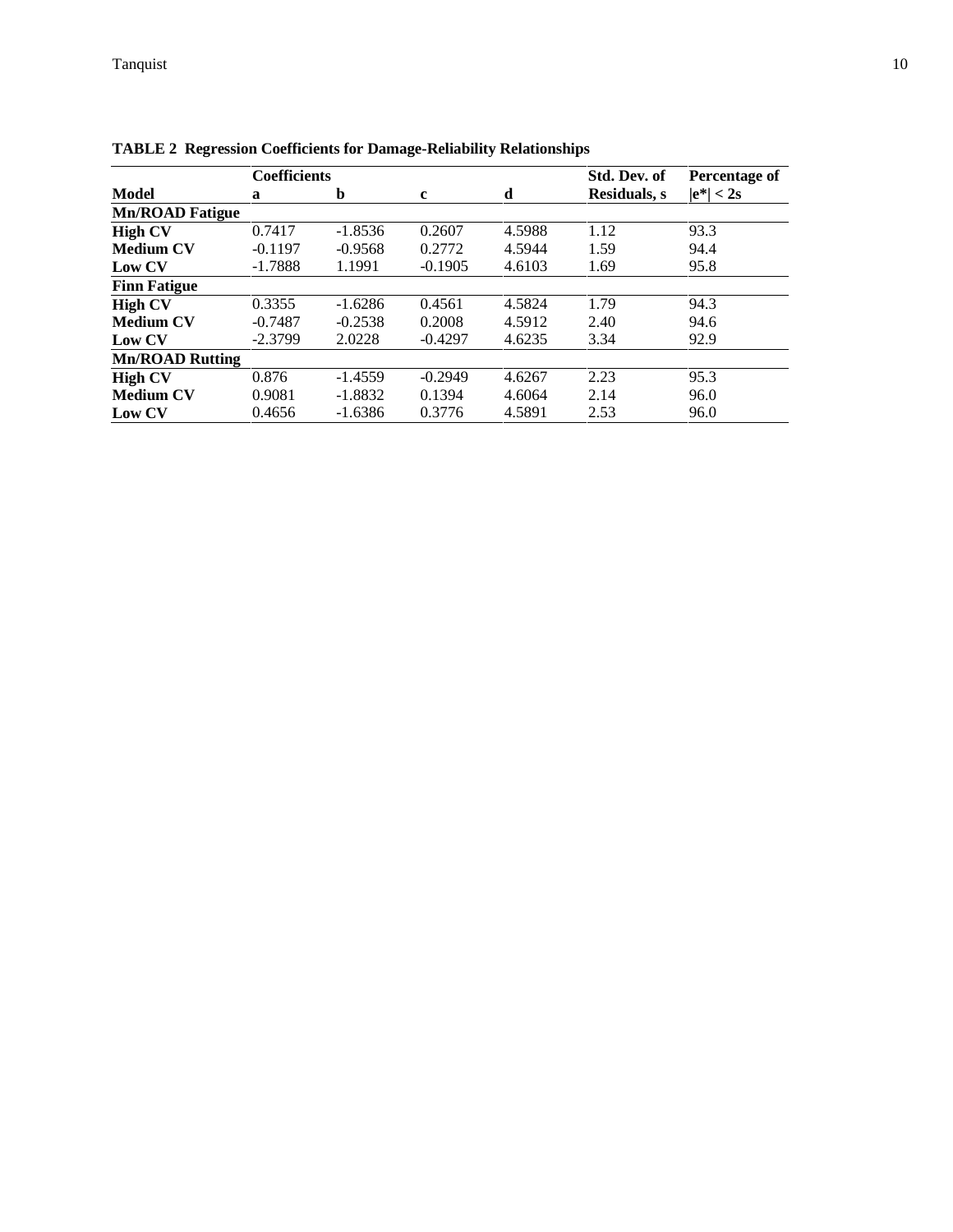**TABLE 2 Regression Coefficients for Damage-Reliability Relationships**

| | Coefficients | | | | Std. Dev. of | Percentage of |
|---|---|---|---|---|---|---|
| **Model** | **a** | **b** | **c** | **d** | **Residuals, s** | **\|e*\| < 2s** |
| **Mn/ROAD Fatigue** | | | | | | |
| **High CV** | 0.7417 | -1.8536 | 0.2607 | 4.5988 | 1.12 | 93.3 |
| **Medium CV** | -0.1197 | -0.9568 | 0.2772 | 4.5944 | 1.59 | 94.4 |
| **Low CV** | -1.7888 | 1.1991 | -0.1905 | 4.6103 | 1.69 | 95.8 |
| **Finn Fatigue** | | | | | | |
| **High CV** | 0.3355 | -1.6286 | 0.4561 | 4.5824 | 1.79 | 94.3 |
| **Medium CV** | -0.7487 | -0.2538 | 0.2008 | 4.5912 | 2.40 | 94.6 |
| **Low CV** | -2.3799 | 2.0228 | -0.4297 | 4.6235 | 3.34 | 92.9 |
| **Mn/ROAD Rutting** | | | | | | |
| **High CV** | 0.876 | -1.4559 | -0.2949 | 4.6267 | 2.23 | 95.3 |
| **Medium CV** | 0.9081 | -1.8832 | 0.1394 | 4.6064 | 2.14 | 96.0 |
| **Low CV** | 0.4656 | -1.6386 | 0.3776 | 4.5891 | 2.53 | 96.0 |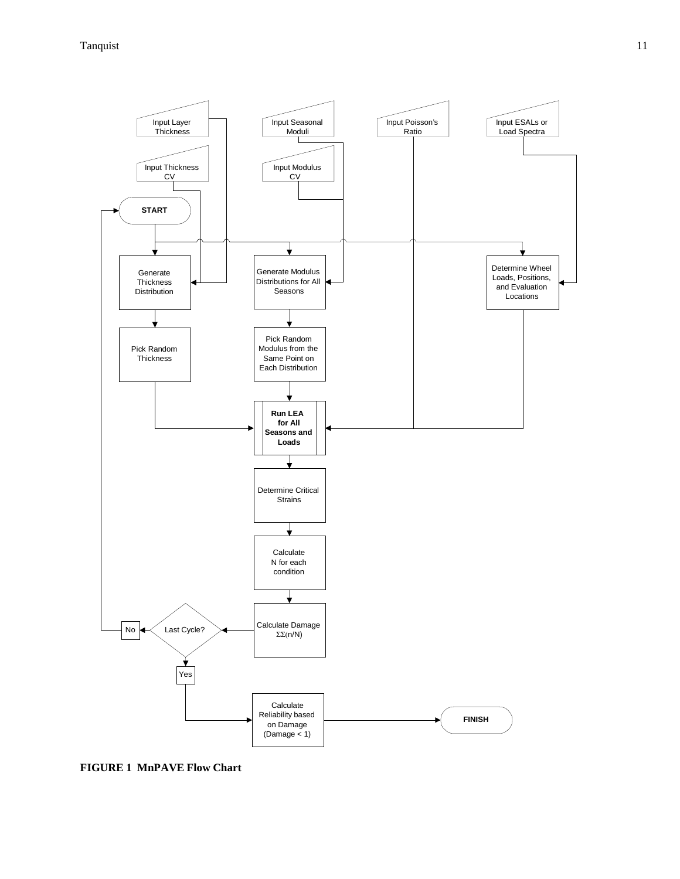Input Layer Thickness

Input Seasonal Moduli

Input Poisson's Ratio

Input ESALs or Load Spectra

Input Thickness CV

Input Modulus CV

**START**

Generate Thickness Distribution

Generate Modulus Distributions for All Seasons

Determine Wheel Loads, Positions, and Evaluation Locations

Pick Random Thickness

Pick Random Modulus from the Same Point on Each Distribution

**Run LEA for All Seasons and Loads**

Determine Critical Strains

Calculate N for each condition

Calculate Damage $\Sigma\Sigma(n/N)$

Last Cycle?

No

Yes

Calculate Reliability based on Damage (Damage < 1)

**FINISH**

**FIGURE 1 MnPAVE Flow Chart**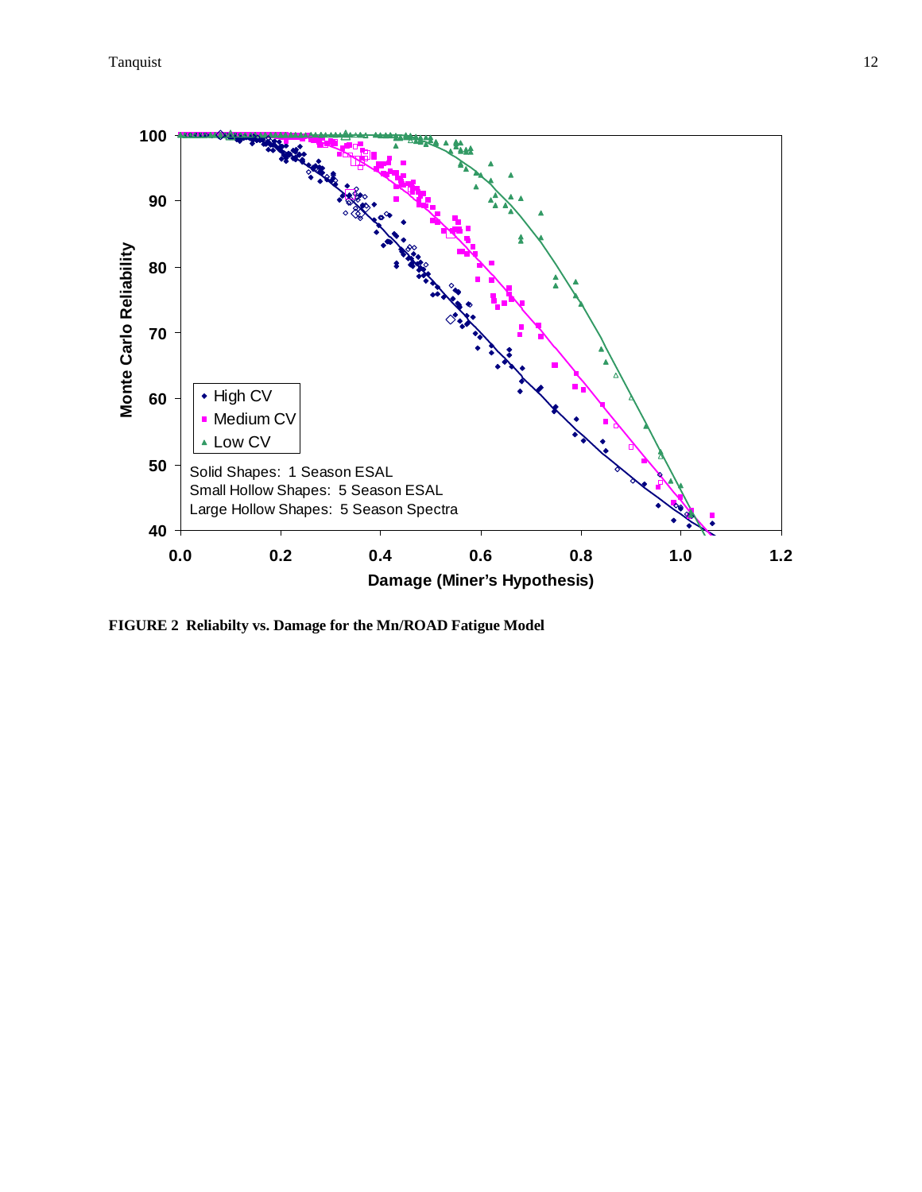FIGURE 2 Reliabilty vs. Damage for the Mn/ROAD Fatigue Model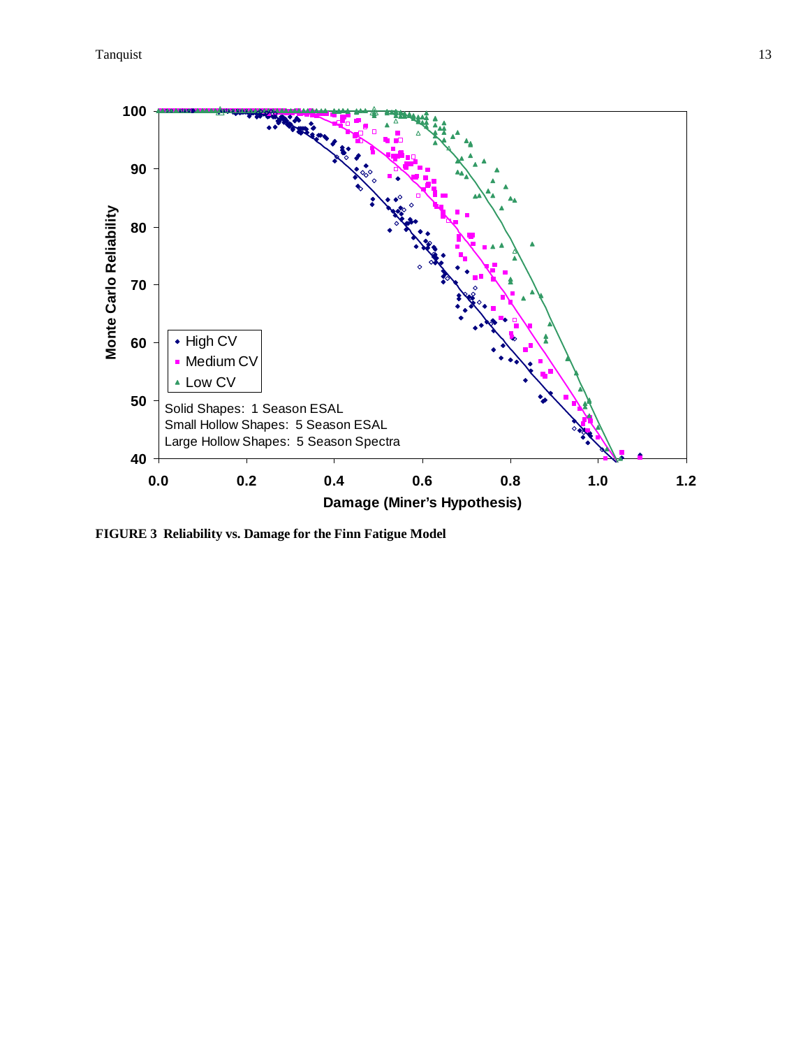**FIGURE 3 Reliability vs. Damage for the Finn Fatigue Model**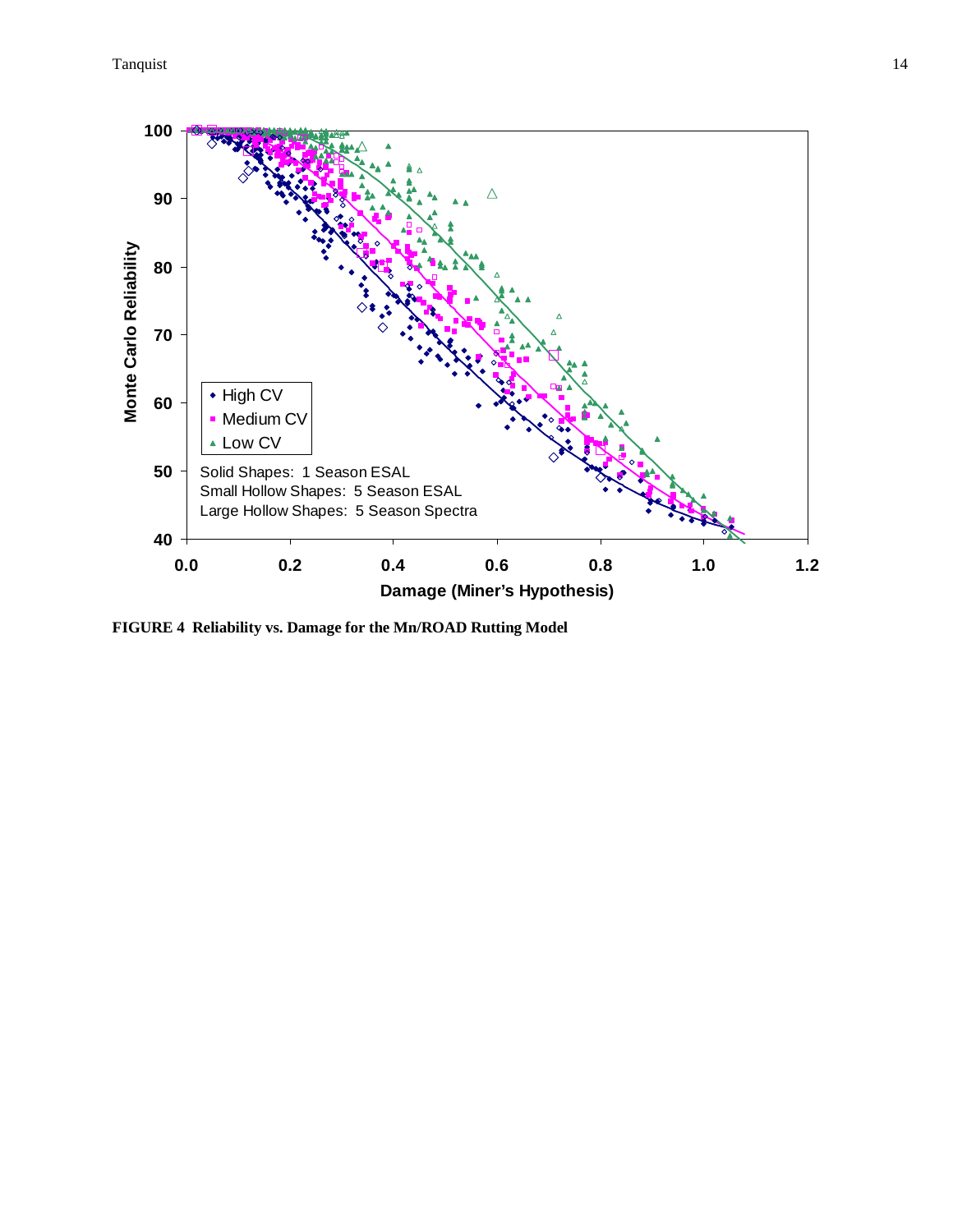FIGURE 4 Reliability vs. Damage for the Mn/ROAD Rutting Model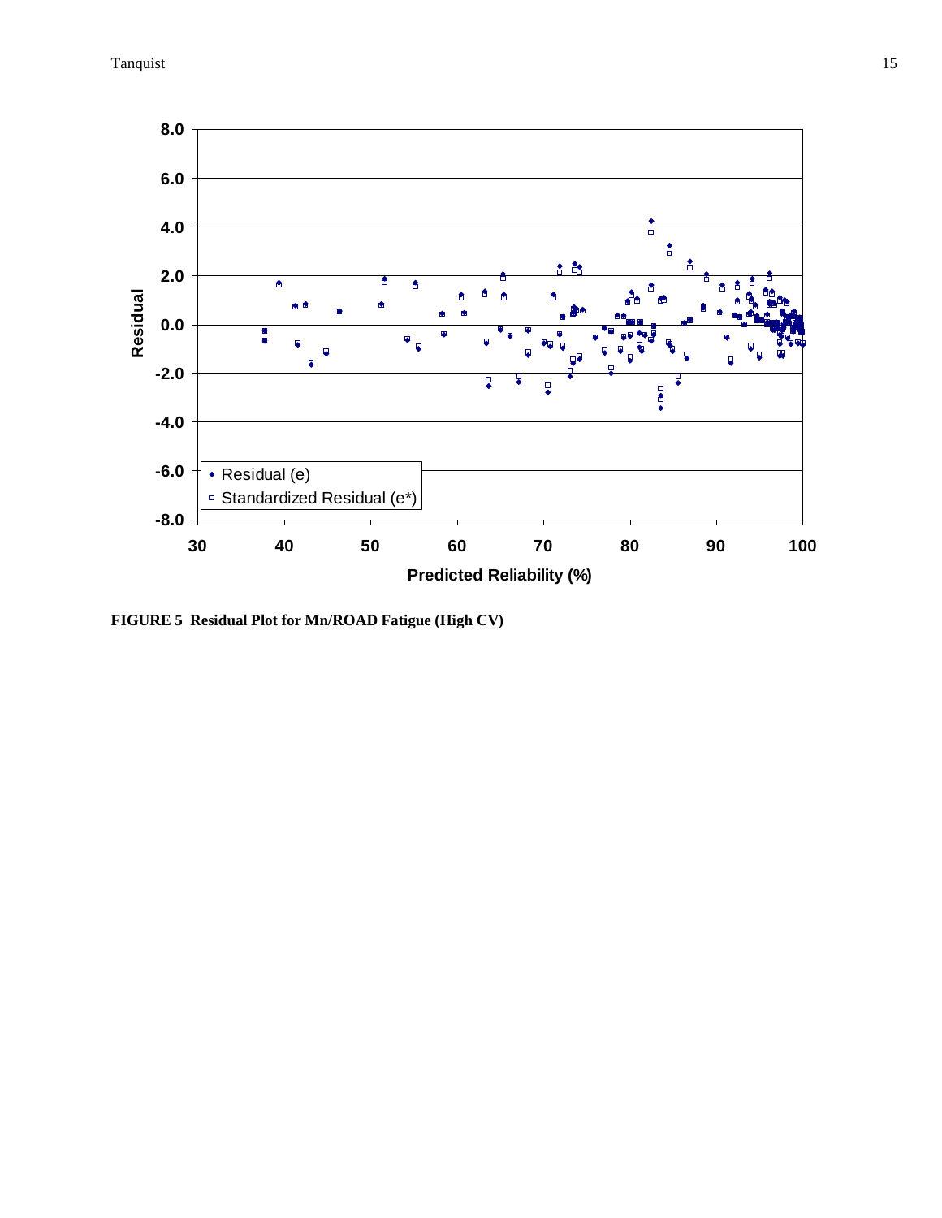**FIGURE 5 Residual Plot for Mn/ROAD Fatigue (High CV)**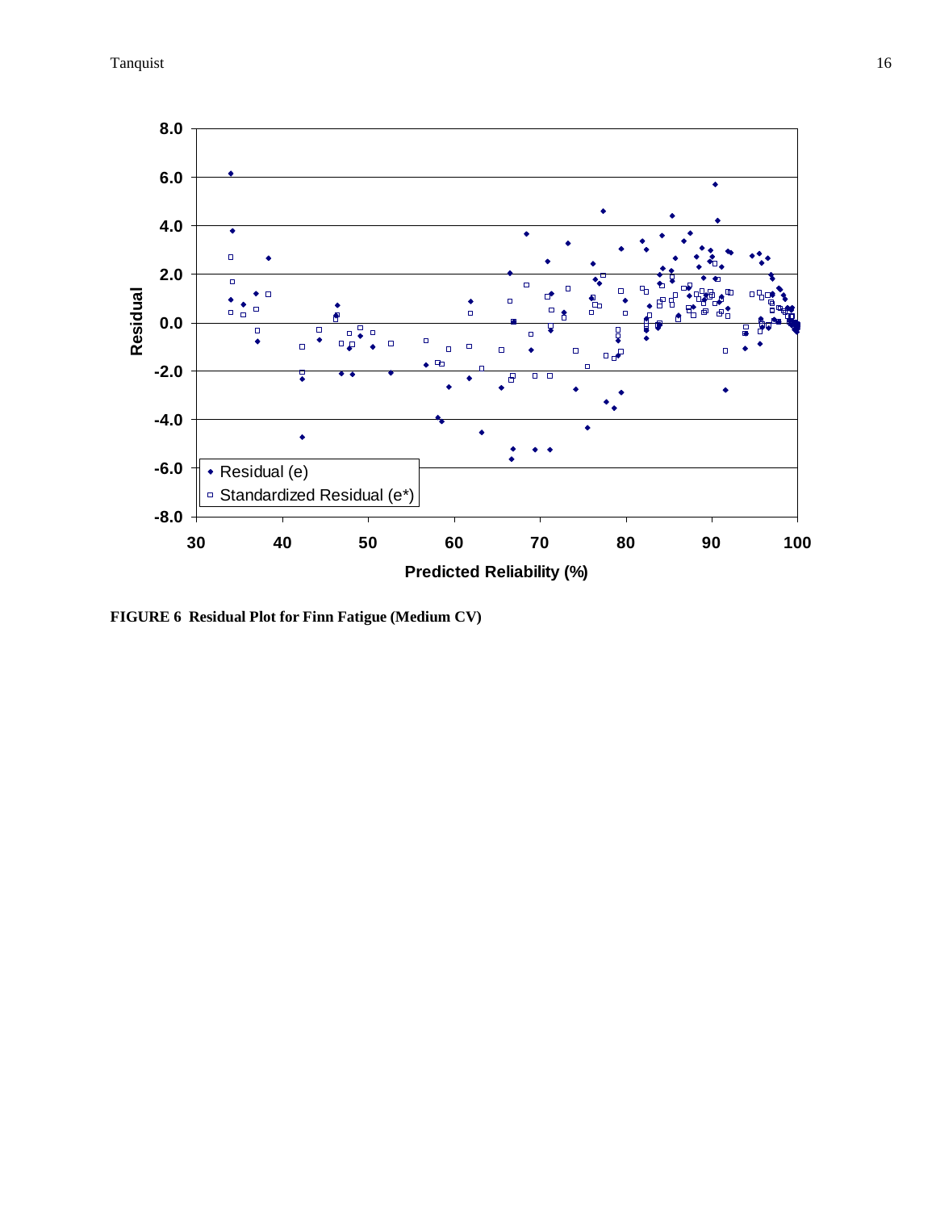**FIGURE 6 Residual Plot for Finn Fatigue (Medium CV)**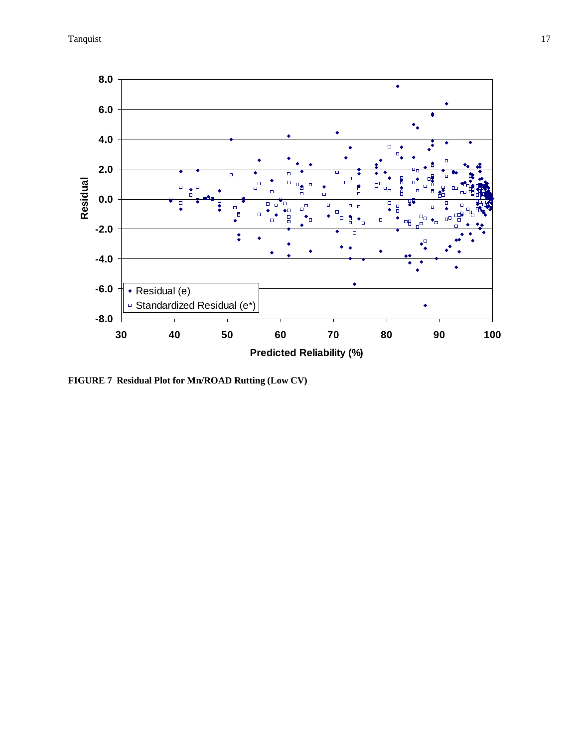8.0
6.0
4.0
2.0
0.0
-2.0
-4.0
-6.0
-8.0

Residual

30 40 50 60 70 80 90 100

Predicted Reliability (%)

Residual (e)
Standardized Residual (e*)

**FIGURE 7 Residual Plot for Mn/ROAD Rutting (Low CV)**